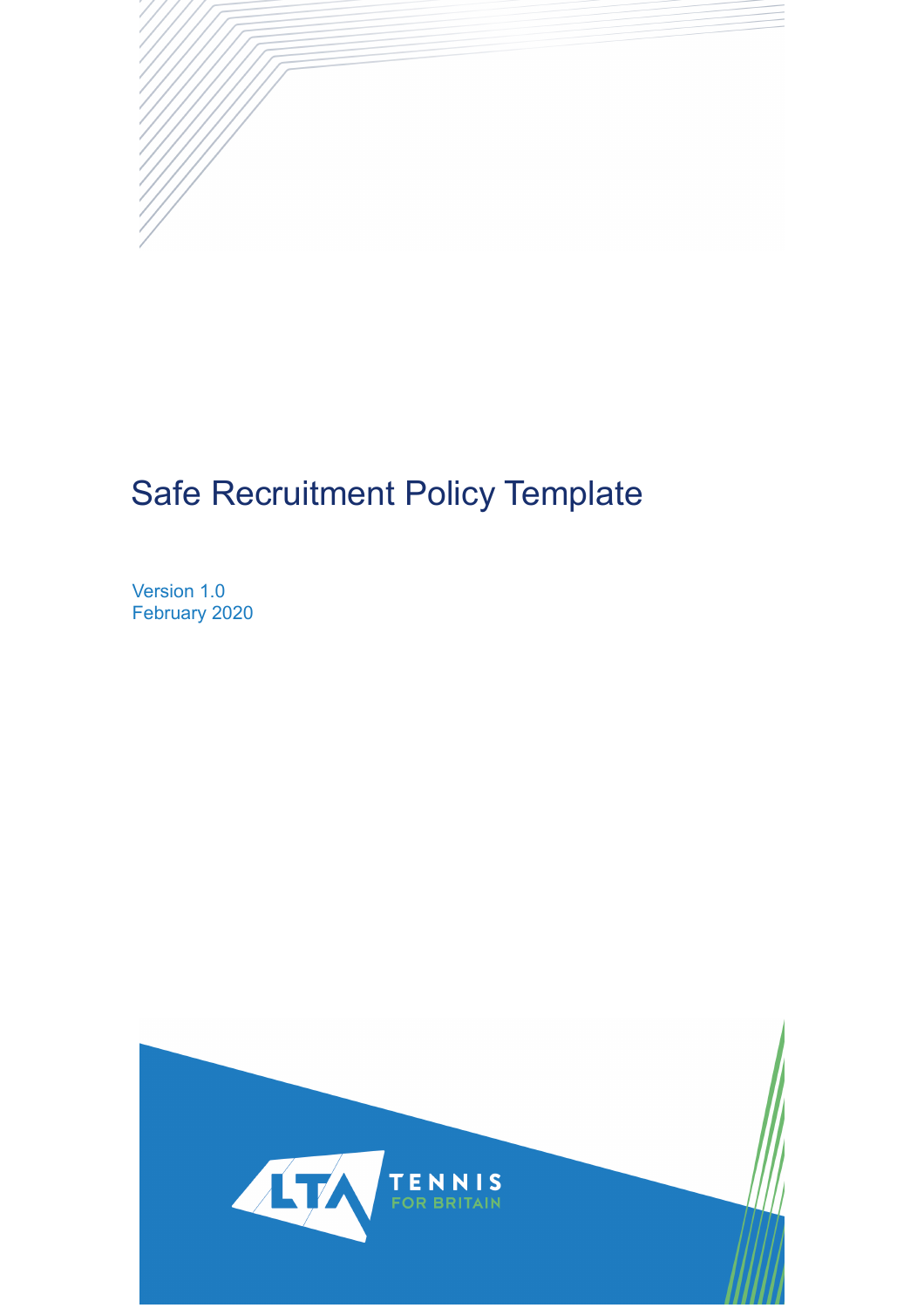# Safe Recruitment Policy Template

Version 1.0
February 2020

LTA TENNIS FOR BRITAIN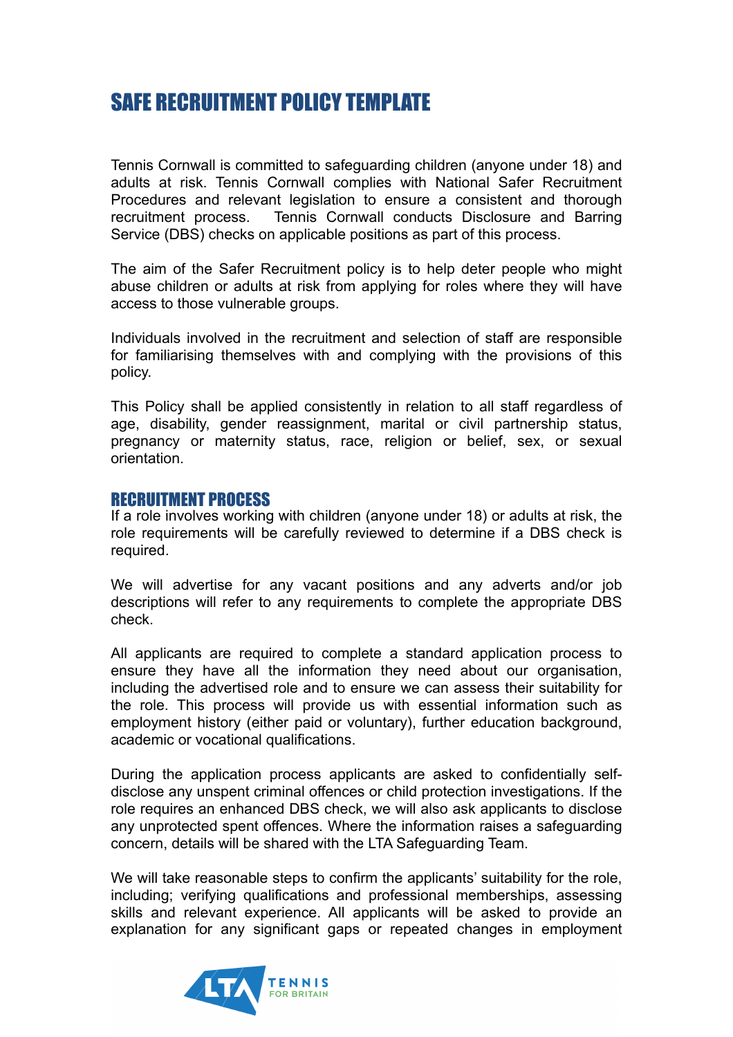# SAFE RECRUITMENT POLICY TEMPLATE

Tennis Cornwall is committed to safeguarding children (anyone under 18) and adults at risk. Tennis Cornwall complies with National Safer Recruitment Procedures and relevant legislation to ensure a consistent and thorough recruitment process. Tennis Cornwall conducts Disclosure and Barring Service (DBS) checks on applicable positions as part of this process.

The aim of the Safer Recruitment policy is to help deter people who might abuse children or adults at risk from applying for roles where they will have access to those vulnerable groups.

Individuals involved in the recruitment and selection of staff are responsible for familiarising themselves with and complying with the provisions of this policy.

This Policy shall be applied consistently in relation to all staff regardless of age, disability, gender reassignment, marital or civil partnership status, pregnancy or maternity status, race, religion or belief, sex, or sexual orientation.

## RECRUITMENT PROCESS

If a role involves working with children (anyone under 18) or adults at risk, the role requirements will be carefully reviewed to determine if a DBS check is required.

We will advertise for any vacant positions and any adverts and/or job descriptions will refer to any requirements to complete the appropriate DBS check.

All applicants are required to complete a standard application process to ensure they have all the information they need about our organisation, including the advertised role and to ensure we can assess their suitability for the role. This process will provide us with essential information such as employment history (either paid or voluntary), further education background, academic or vocational qualifications.

During the application process applicants are asked to confidentially self-disclose any unspent criminal offences or child protection investigations. If the role requires an enhanced DBS check, we will also ask applicants to disclose any unprotected spent offences. Where the information raises a safeguarding concern, details will be shared with the LTA Safeguarding Team.

We will take reasonable steps to confirm the applicants' suitability for the role, including; verifying qualifications and professional memberships, assessing skills and relevant experience. All applicants will be asked to provide an explanation for any significant gaps or repeated changes in employment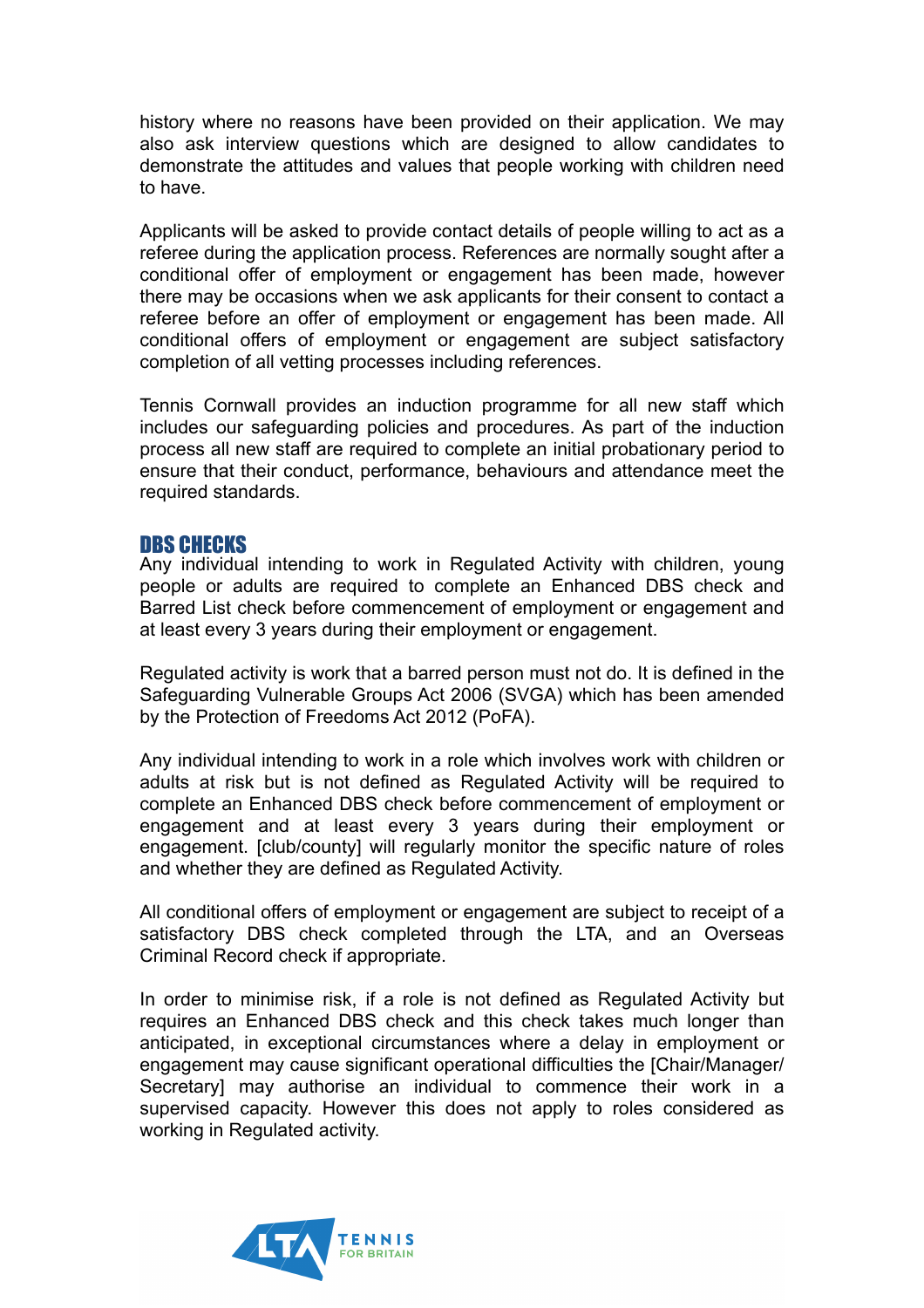history where no reasons have been provided on their application. We may also ask interview questions which are designed to allow candidates to demonstrate the attitudes and values that people working with children need to have.

Applicants will be asked to provide contact details of people willing to act as a referee during the application process. References are normally sought after a conditional offer of employment or engagement has been made, however there may be occasions when we ask applicants for their consent to contact a referee before an offer of employment or engagement has been made. All conditional offers of employment or engagement are subject satisfactory completion of all vetting processes including references.

Tennis Cornwall provides an induction programme for all new staff which includes our safeguarding policies and procedures. As part of the induction process all new staff are required to complete an initial probationary period to ensure that their conduct, performance, behaviours and attendance meet the required standards.

## DBS CHECKS

Any individual intending to work in Regulated Activity with children, young people or adults are required to complete an Enhanced DBS check and Barred List check before commencement of employment or engagement and at least every 3 years during their employment or engagement.

Regulated activity is work that a barred person must not do. It is defined in the Safeguarding Vulnerable Groups Act 2006 (SVGA) which has been amended by the Protection of Freedoms Act 2012 (PoFA).

Any individual intending to work in a role which involves work with children or adults at risk but is not defined as Regulated Activity will be required to complete an Enhanced DBS check before commencement of employment or engagement and at least every 3 years during their employment or engagement. [club/county] will regularly monitor the specific nature of roles and whether they are defined as Regulated Activity.

All conditional offers of employment or engagement are subject to receipt of a satisfactory DBS check completed through the LTA, and an Overseas Criminal Record check if appropriate.

In order to minimise risk, if a role is not defined as Regulated Activity but requires an Enhanced DBS check and this check takes much longer than anticipated, in exceptional circumstances where a delay in employment or engagement may cause significant operational difficulties the [Chair/Manager/Secretary] may authorise an individual to commence their work in a supervised capacity. However this does not apply to roles considered as working in Regulated activity.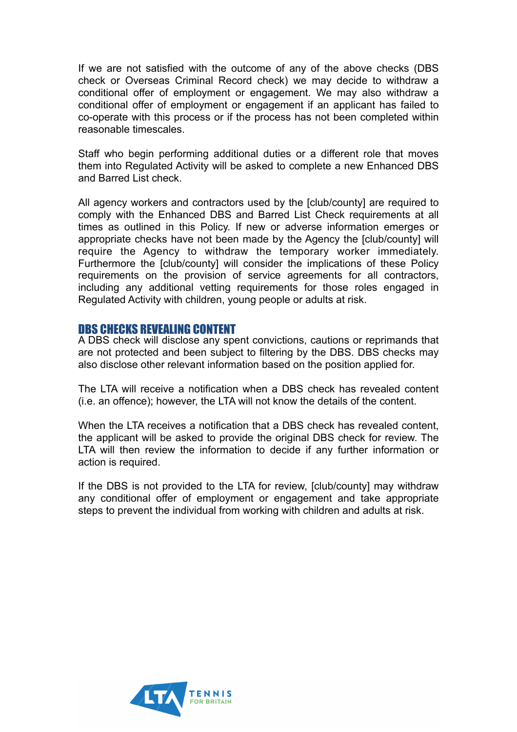If we are not satisfied with the outcome of any of the above checks (DBS check or Overseas Criminal Record check) we may decide to withdraw a conditional offer of employment or engagement. We may also withdraw a conditional offer of employment or engagement if an applicant has failed to co-operate with this process or if the process has not been completed within reasonable timescales.

Staff who begin performing additional duties or a different role that moves them into Regulated Activity will be asked to complete a new Enhanced DBS and Barred List check.

All agency workers and contractors used by the [club/county] are required to comply with the Enhanced DBS and Barred List Check requirements at all times as outlined in this Policy. If new or adverse information emerges or appropriate checks have not been made by the Agency the [club/county] will require the Agency to withdraw the temporary worker immediately. Furthermore the [club/county] will consider the implications of these Policy requirements on the provision of service agreements for all contractors, including any additional vetting requirements for those roles engaged in Regulated Activity with children, young people or adults at risk.

## DBS CHECKS REVEALING CONTENT

A DBS check will disclose any spent convictions, cautions or reprimands that are not protected and been subject to filtering by the DBS. DBS checks may also disclose other relevant information based on the position applied for.

The LTA will receive a notification when a DBS check has revealed content (i.e. an offence); however, the LTA will not know the details of the content.

When the LTA receives a notification that a DBS check has revealed content, the applicant will be asked to provide the original DBS check for review. The LTA will then review the information to decide if any further information or action is required.

If the DBS is not provided to the LTA for review, [club/county] may withdraw any conditional offer of employment or engagement and take appropriate steps to prevent the individual from working with children and adults at risk.